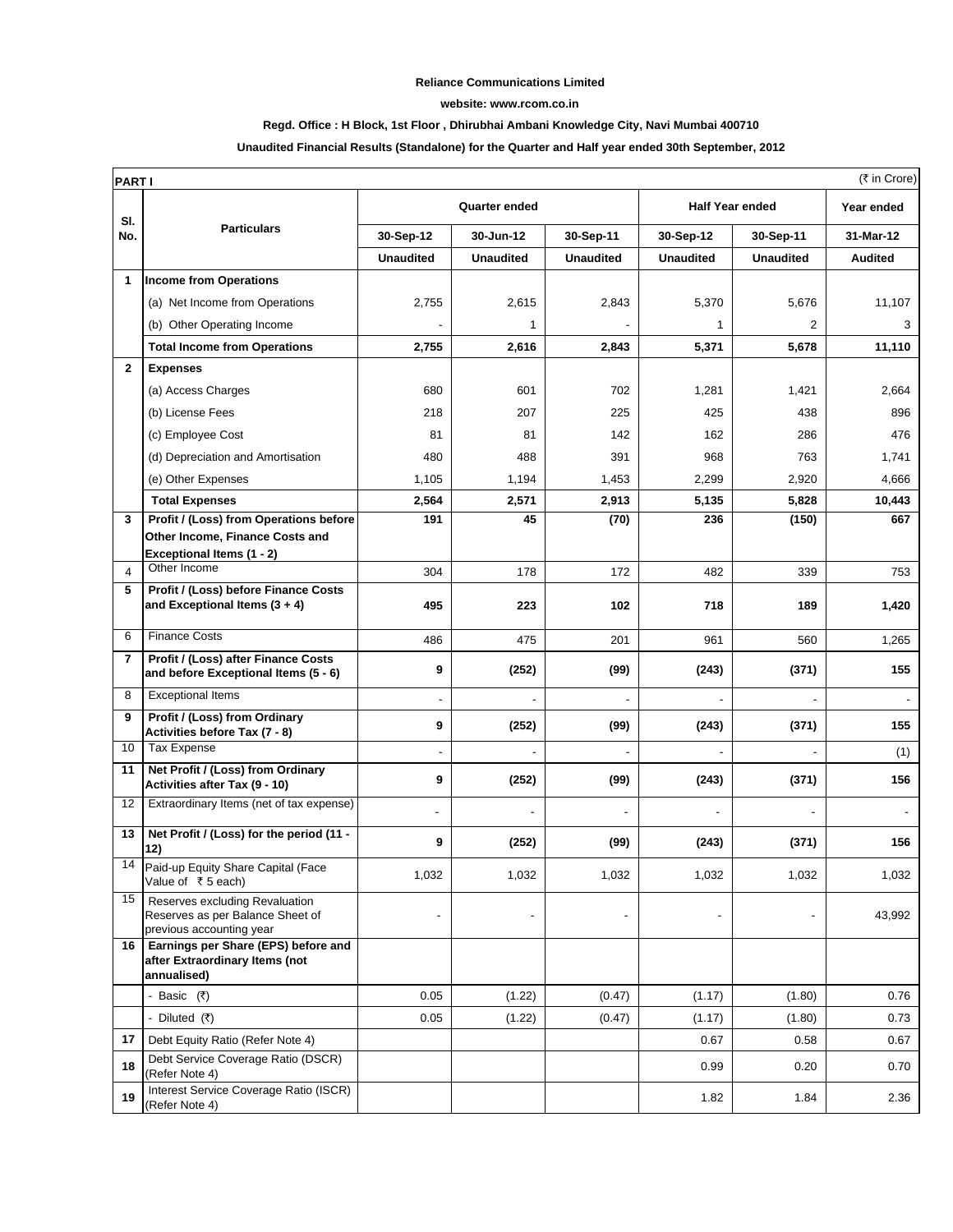**Reliance Communications Limited**

**website: www.rcom.co.in**

**Regd. Office : H Block, 1st Floor , Dhirubhai Ambani Knowledge City, Navi Mumbai 400710**

**Unaudited Financial Results (Standalone) for the Quarter and Half year ended 30th September, 2012**

**PART I** (₹ in Crore)

| Sl. No. | Particulars | Quarter ended | | | Half Year ended | | Year ended |
|---|---|---|---|---|---|---|---|
| | | 30-Sep-12 | 30-Jun-12 | 30-Sep-11 | 30-Sep-12 | 30-Sep-11 | 31-Mar-12 |
| | | Unaudited | Unaudited | Unaudited | Unaudited | Unaudited | Audited |
| 1 | **Income from Operations** | | | | | | |
| | (a) Net Income from Operations | 2,755 | 2,615 | 2,843 | 5,370 | 5,676 | 11,107 |
| | (b) Other Operating Income | - | 1 | - | 1 | 2 | 3 |
| | **Total Income from Operations** | **2,755** | **2,616** | **2,843** | **5,371** | **5,678** | **11,110** |
| 2 | **Expenses** | | | | | | |
| | (a) Access Charges | 680 | 601 | 702 | 1,281 | 1,421 | 2,664 |
| | (b) License Fees | 218 | 207 | 225 | 425 | 438 | 896 |
| | (c) Employee Cost | 81 | 81 | 142 | 162 | 286 | 476 |
| | (d) Depreciation and Amortisation | 480 | 488 | 391 | 968 | 763 | 1,741 |
| | (e) Other Expenses | 1,105 | 1,194 | 1,453 | 2,299 | 2,920 | 4,666 |
| | **Total Expenses** | **2,564** | **2,571** | **2,913** | **5,135** | **5,828** | **10,443** |
| 3 | **Profit / (Loss) from Operations before Other Income, Finance Costs and Exceptional Items (1 - 2)** | **191** | **45** | **(70)** | **236** | **(150)** | **667** |
| 4 | Other Income | 304 | 178 | 172 | 482 | 339 | 753 |
| 5 | **Profit / (Loss) before Finance Costs and Exceptional Items (3 + 4)** | **495** | **223** | **102** | **718** | **189** | **1,420** |
| 6 | Finance Costs | 486 | 475 | 201 | 961 | 560 | 1,265 |
| 7 | **Profit / (Loss) after Finance Costs and before Exceptional Items (5 - 6)** | **9** | **(252)** | **(99)** | **(243)** | **(371)** | **155** |
| 8 | Exceptional Items | - | - | - | - | - | - |
| 9 | **Profit / (Loss) from Ordinary Activities before Tax (7 - 8)** | **9** | **(252)** | **(99)** | **(243)** | **(371)** | **155** |
| 10 | Tax Expense | - | - | - | - | - | (1) |
| 11 | **Net Profit / (Loss) from Ordinary Activities after Tax (9 - 10)** | **9** | **(252)** | **(99)** | **(243)** | **(371)** | **156** |
| 12 | Extraordinary Items (net of tax expense) | - | - | - | - | - | - |
| 13 | **Net Profit / (Loss) for the period (11 - 12)** | **9** | **(252)** | **(99)** | **(243)** | **(371)** | **156** |
| 14 | Paid-up Equity Share Capital (Face Value of ₹ 5 each) | 1,032 | 1,032 | 1,032 | 1,032 | 1,032 | 1,032 |
| 15 | Reserves excluding Revaluation Reserves as per Balance Sheet of previous accounting year | - | - | - | - | - | 43,992 |
| 16 | **Earnings per Share (EPS) before and after Extraordinary Items (not annualised)** | | | | | | |
| | - Basic (₹) | 0.05 | (1.22) | (0.47) | (1.17) | (1.80) | 0.76 |
| | - Diluted (₹) | 0.05 | (1.22) | (0.47) | (1.17) | (1.80) | 0.73 |
| 17 | Debt Equity Ratio (Refer Note 4) | | | | 0.67 | 0.58 | 0.67 |
| 18 | Debt Service Coverage Ratio (DSCR) (Refer Note 4) | | | | 0.99 | 0.20 | 0.70 |
| 19 | Interest Service Coverage Ratio (ISCR) (Refer Note 4) | | | | 1.82 | 1.84 | 2.36 |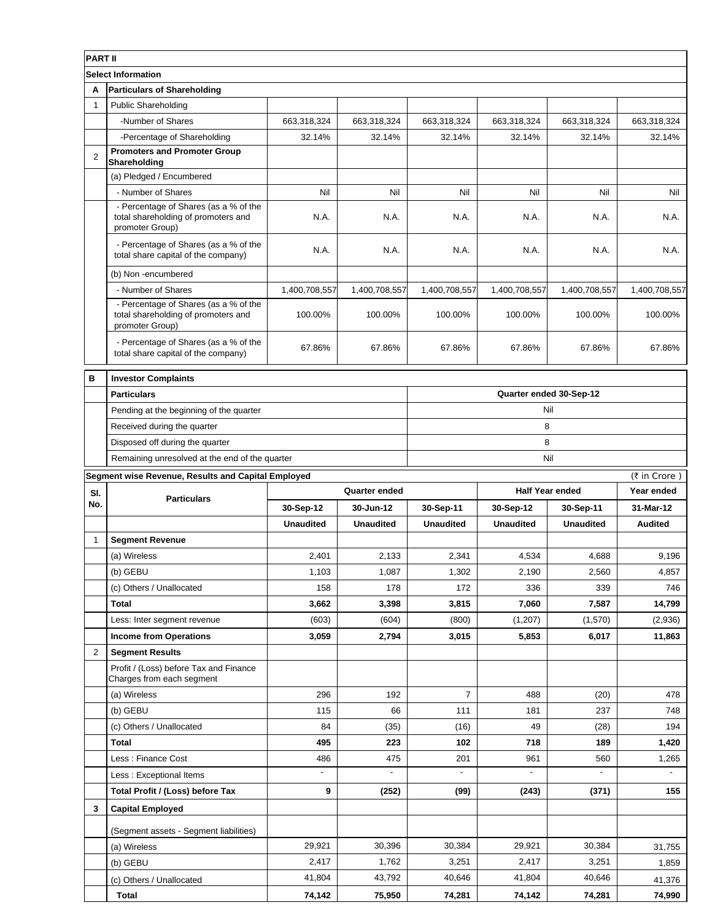## PART II

### Select Information

| A | Particulars of Shareholding | | | | | | |
|---|---|---|---|---|---|---|---|
| 1 | Public Shareholding | | | | | | |
| | -Number of Shares | 663,318,324 | 663,318,324 | 663,318,324 | 663,318,324 | 663,318,324 | 663,318,324 |
| | -Percentage of Shareholding | 32.14% | 32.14% | 32.14% | 32.14% | 32.14% | 32.14% |
| 2 | **Promoters and Promoter Group Shareholding** | | | | | | |
| | (a) Pledged / Encumbered | | | | | | |
| | - Number of Shares | Nil | Nil | Nil | Nil | Nil | Nil |
| | - Percentage of Shares (as a % of the total shareholding of promoters and promoter Group) | N.A. | N.A. | N.A. | N.A. | N.A. | N.A. |
| | - Percentage of Shares (as a % of the total share capital of the company) | N.A. | N.A. | N.A. | N.A. | N.A. | N.A. |
| | (b) Non -encumbered | | | | | | |
| | - Number of Shares | 1,400,708,557 | 1,400,708,557 | 1,400,708,557 | 1,400,708,557 | 1,400,708,557 | 1,400,708,557 |
| | - Percentage of Shares (as a % of the total shareholding of promoters and promoter Group) | 100.00% | 100.00% | 100.00% | 100.00% | 100.00% | 100.00% |
| | - Percentage of Shares (as a % of the total share capital of the company) | 67.86% | 67.86% | 67.86% | 67.86% | 67.86% | 67.86% |

| B | Investor Complaints | |
|---|---|---|
| | **Particulars** | **Quarter ended 30-Sep-12** |
| | Pending at the beginning of the quarter | Nil |
| | Received during the quarter | 8 |
| | Disposed off during the quarter | 8 |
| | Remaining unresolved at the end of the quarter | Nil |

### Segment wise Revenue, Results and Capital Employed

(₹ in Crore )

| Sl. No. | Particulars | Quarter ended | | | Half Year ended | | Year ended |
|---|---|---|---|---|---|---|---|
| | | 30-Sep-12 | 30-Jun-12 | 30-Sep-11 | 30-Sep-12 | 30-Sep-11 | 31-Mar-12 |
| | | Unaudited | Unaudited | Unaudited | Unaudited | Unaudited | Audited |
| 1 | **Segment Revenue** | | | | | | |
| | (a) Wireless | 2,401 | 2,133 | 2,341 | 4,534 | 4,688 | 9,196 |
| | (b) GEBU | 1,103 | 1,087 | 1,302 | 2,190 | 2,560 | 4,857 |
| | (c) Others / Unallocated | 158 | 178 | 172 | 336 | 339 | 746 |
| | **Total** | **3,662** | **3,398** | **3,815** | **7,060** | **7,587** | **14,799** |
| | Less: Inter segment revenue | (603) | (604) | (800) | (1,207) | (1,570) | (2,936) |
| | **Income from Operations** | **3,059** | **2,794** | **3,015** | **5,853** | **6,017** | **11,863** |
| 2 | **Segment Results** | | | | | | |
| | Profit / (Loss) before Tax and Finance Charges from each segment | | | | | | |
| | (a) Wireless | 296 | 192 | 7 | 488 | (20) | 478 |
| | (b) GEBU | 115 | 66 | 111 | 181 | 237 | 748 |
| | (c) Others / Unallocated | 84 | (35) | (16) | 49 | (28) | 194 |
| | **Total** | **495** | **223** | **102** | **718** | **189** | **1,420** |
| | Less : Finance Cost | 486 | 475 | 201 | 961 | 560 | 1,265 |
| | Less : Exceptional Items | - | - | - | - | - | - |
| | **Total Profit / (Loss) before Tax** | **9** | **(252)** | **(99)** | **(243)** | **(371)** | **155** |
| 3 | **Capital Employed** | | | | | | |
| | (Segment assets - Segment liabilities) | | | | | | |
| | (a) Wireless | 29,921 | 30,396 | 30,384 | 29,921 | 30,384 | 31,755 |
| | (b) GEBU | 2,417 | 1,762 | 3,251 | 2,417 | 3,251 | 1,859 |
| | (c) Others / Unallocated | 41,804 | 43,792 | 40,646 | 41,804 | 40,646 | 41,376 |
| | **Total** | **74,142** | **75,950** | **74,281** | **74,142** | **74,281** | **74,990** |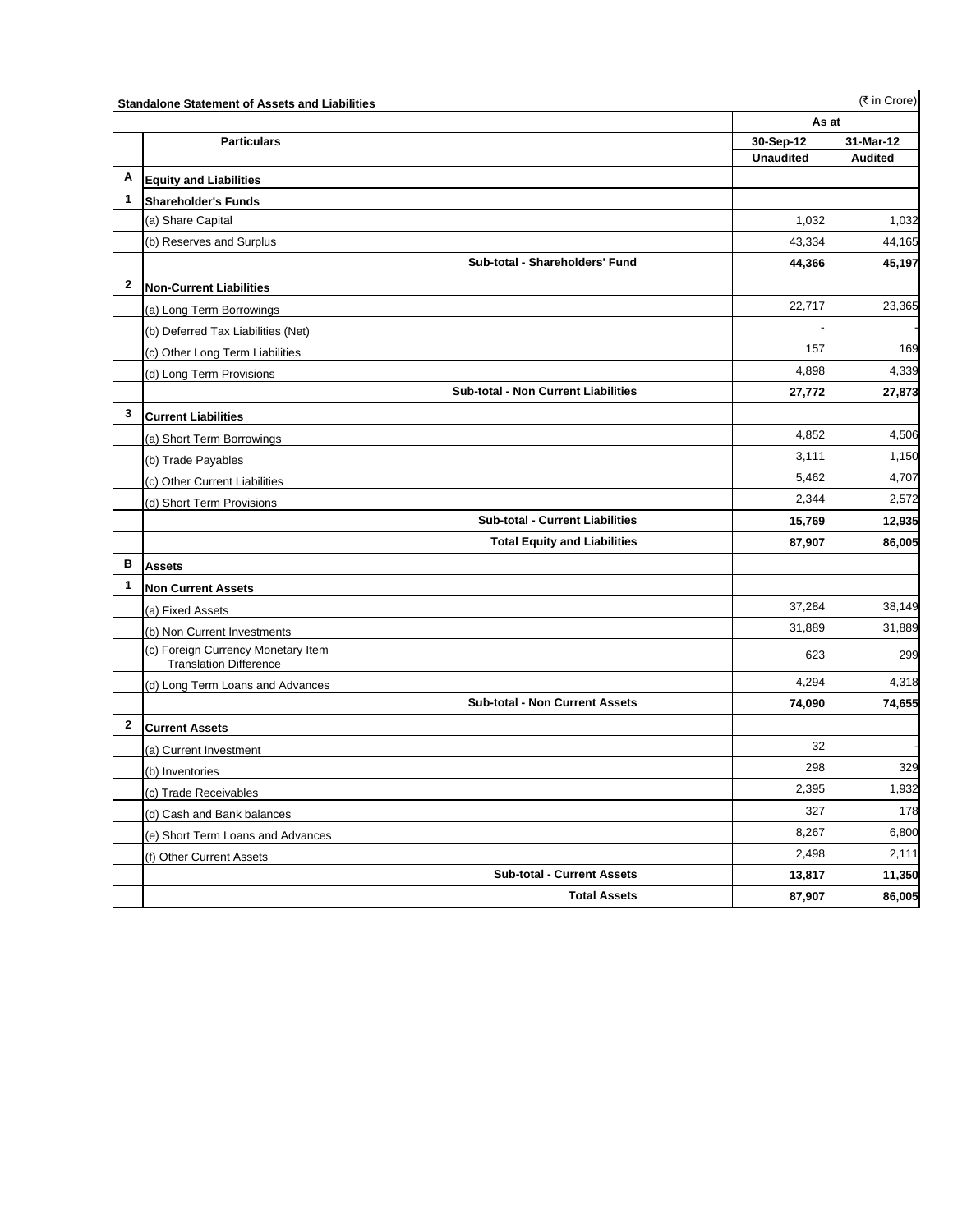| | Standalone Statement of Assets and Liabilities | | (₹ in Crore) |
|---|---|---|---|
| | | As at | |
| | **Particulars** | **30-Sep-12** | **31-Mar-12** |
| | | **Unaudited** | **Audited** |
| **A** | **Equity and Liabilities** | | |
| **1** | **Shareholder's Funds** | | |
| | (a) Share Capital | 1,032 | 1,032 |
| | (b) Reserves and Surplus | 43,334 | 44,165 |
| | **Sub-total - Shareholders' Fund** | **44,366** | **45,197** |
| **2** | **Non-Current Liabilities** | | |
| | (a) Long Term Borrowings | 22,717 | 23,365 |
| | (b) Deferred Tax Liabilities (Net) | - | - |
| | (c) Other Long Term Liabilities | 157 | 169 |
| | (d) Long Term Provisions | 4,898 | 4,339 |
| | **Sub-total - Non Current Liabilities** | **27,772** | **27,873** |
| **3** | **Current Liabilities** | | |
| | (a) Short Term Borrowings | 4,852 | 4,506 |
| | (b) Trade Payables | 3,111 | 1,150 |
| | (c) Other Current Liabilities | 5,462 | 4,707 |
| | (d) Short Term Provisions | 2,344 | 2,572 |
| | **Sub-total - Current Liabilities** | **15,769** | **12,935** |
| | **Total Equity and Liabilities** | **87,907** | **86,005** |
| **B** | **Assets** | | |
| **1** | **Non Current Assets** | | |
| | (a) Fixed Assets | 37,284 | 38,149 |
| | (b) Non Current Investments | 31,889 | 31,889 |
| | (c) Foreign Currency Monetary Item Translation Difference | 623 | 299 |
| | (d) Long Term Loans and Advances | 4,294 | 4,318 |
| | **Sub-total - Non Current Assets** | **74,090** | **74,655** |
| **2** | **Current Assets** | | |
| | (a) Current Investment | 32 | - |
| | (b) Inventories | 298 | 329 |
| | (c) Trade Receivables | 2,395 | 1,932 |
| | (d) Cash and Bank balances | 327 | 178 |
| | (e) Short Term Loans and Advances | 8,267 | 6,800 |
| | (f) Other Current Assets | 2,498 | 2,111 |
| | **Sub-total - Current Assets** | **13,817** | **11,350** |
| | **Total Assets** | **87,907** | **86,005** |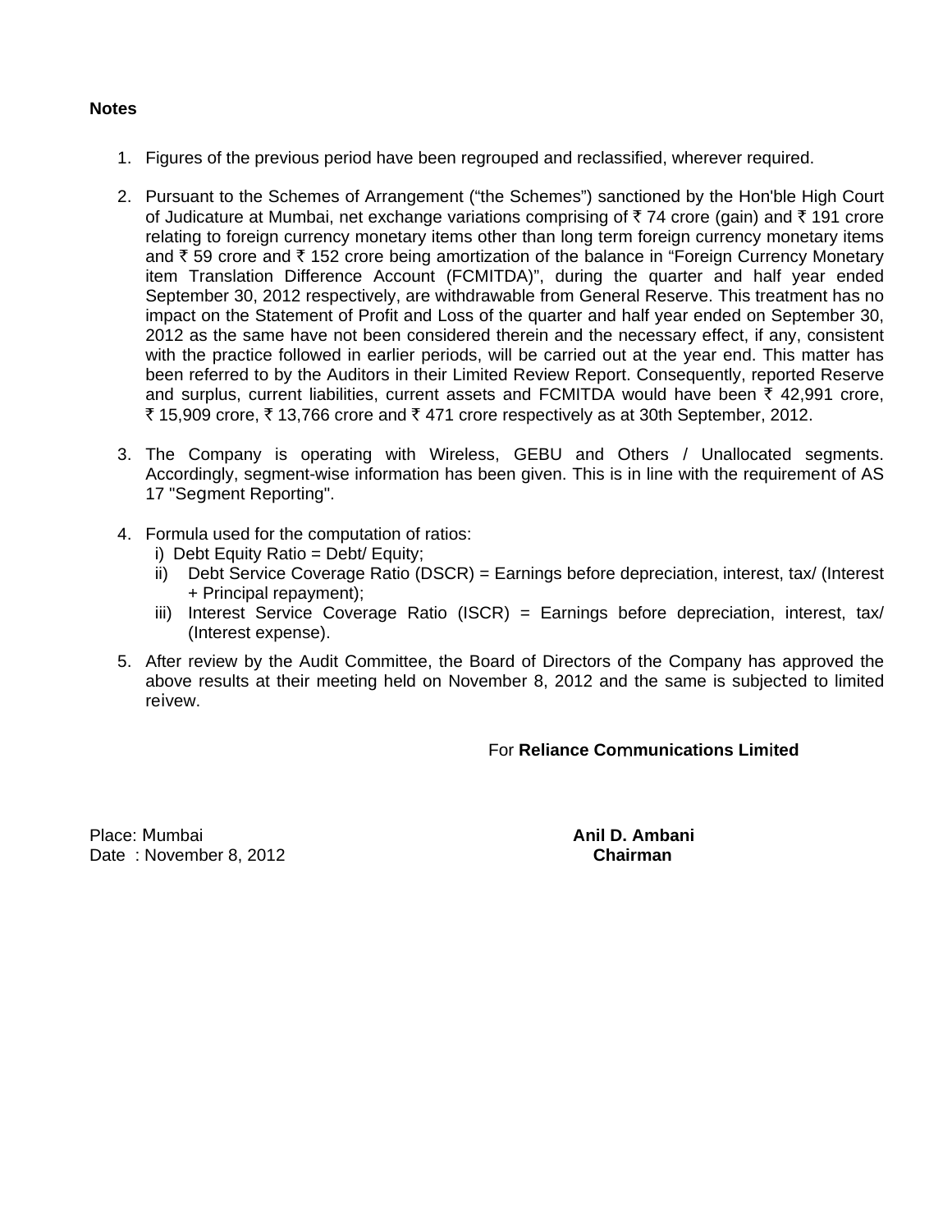**Notes**

1. Figures of the previous period have been regrouped and reclassified, wherever required.

2. Pursuant to the Schemes of Arrangement ("the Schemes") sanctioned by the Hon'ble High Court of Judicature at Mumbai, net exchange variations comprising of ₹ 74 crore (gain) and ₹ 191 crore relating to foreign currency monetary items other than long term foreign currency monetary items and ₹ 59 crore and ₹ 152 crore being amortization of the balance in "Foreign Currency Monetary item Translation Difference Account (FCMITDA)", during the quarter and half year ended September 30, 2012 respectively, are withdrawable from General Reserve. This treatment has no impact on the Statement of Profit and Loss of the quarter and half year ended on September 30, 2012 as the same have not been considered therein and the necessary effect, if any, consistent with the practice followed in earlier periods, will be carried out at the year end. This matter has been referred to by the Auditors in their Limited Review Report. Consequently, reported Reserve and surplus, current liabilities, current assets and FCMITDA would have been ₹ 42,991 crore, ₹ 15,909 crore, ₹ 13,766 crore and ₹ 471 crore respectively as at 30th September, 2012.

3. The Company is operating with Wireless, GEBU and Others / Unallocated segments. Accordingly, segment-wise information has been given. This is in line with the requirement of AS 17 "Segment Reporting".

4. Formula used for the computation of ratios:
   i) Debt Equity Ratio = Debt/ Equity;
   ii) Debt Service Coverage Ratio (DSCR) = Earnings before depreciation, interest, tax/ (Interest + Principal repayment);
   iii) Interest Service Coverage Ratio (ISCR) = Earnings before depreciation, interest, tax/ (Interest expense).

5. After review by the Audit Committee, the Board of Directors of the Company has approved the above results at their meeting held on November 8, 2012 and the same is subjected to limited reievw.

For **Reliance Communications Limited**

Place: Mumbai
Date : November 8, 2012

**Anil D. Ambani**
**Chairman**